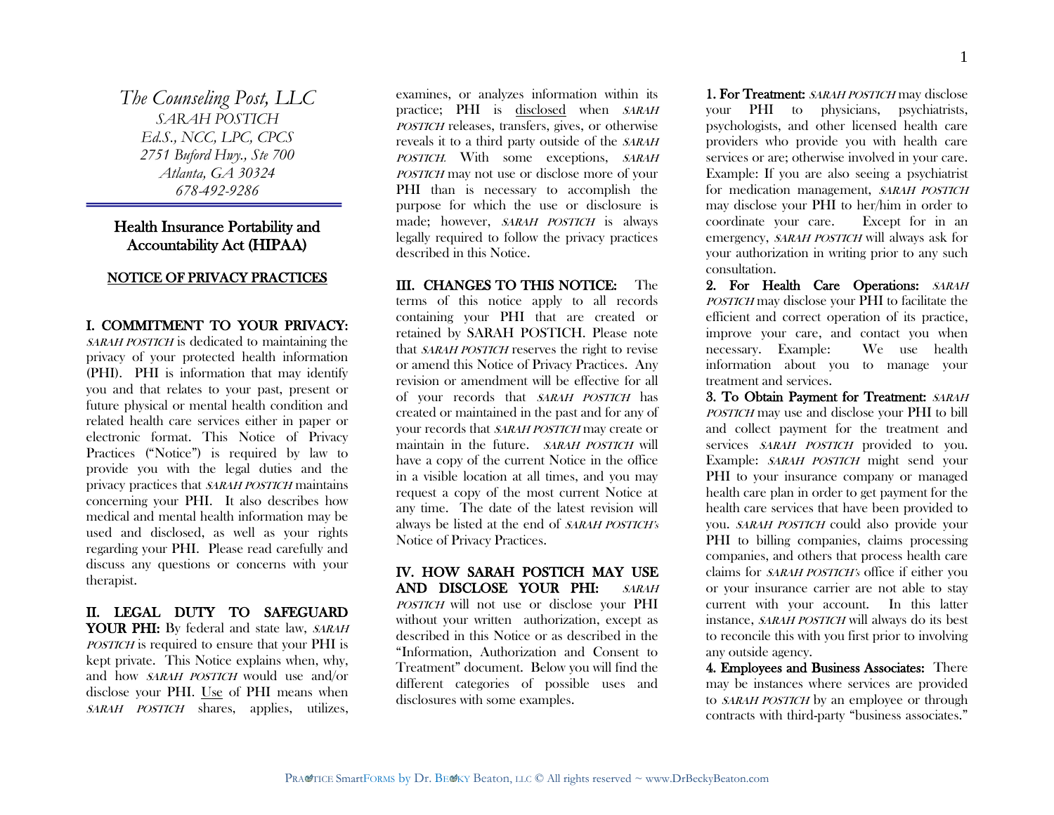*The Counseling Post, LLC*
*SARAH POSTICH*
*Ed.S., NCC, LPC, CPCS*
*2751 Buford Hwy., Ste 700*
*Atlanta, GA 30324*
*678-492-9286*

## Health Insurance Portability and Accountability Act (HIPAA)

### NOTICE OF PRIVACY PRACTICES

**I. COMMITMENT TO YOUR PRIVACY:** *SARAH POSTICH* is dedicated to maintaining the privacy of your protected health information (PHI). PHI is information that may identify you and that relates to your past, present or future physical or mental health condition and related health care services either in paper or electronic format. This Notice of Privacy Practices ("Notice") is required by law to provide you with the legal duties and the privacy practices that *SARAH POSTICH* maintains concerning your PHI. It also describes how medical and mental health information may be used and disclosed, as well as your rights regarding your PHI. Please read carefully and discuss any questions or concerns with your therapist.

**II. LEGAL DUTY TO SAFEGUARD YOUR PHI:** By federal and state law, *SARAH POSTICH* is required to ensure that your PHI is kept private. This Notice explains when, why, and how *SARAH POSTICH* would use and/or disclose your PHI. Use of PHI means when *SARAH POSTICH* shares, applies, utilizes, examines, or analyzes information within its practice; PHI is disclosed when *SARAH POSTICH* releases, transfers, gives, or otherwise reveals it to a third party outside of the *SARAH POSTICH.* With some exceptions, *SARAH POSTICH* may not use or disclose more of your PHI than is necessary to accomplish the purpose for which the use or disclosure is made; however, *SARAH POSTICH* is always legally required to follow the privacy practices described in this Notice.

**III. CHANGES TO THIS NOTICE:** The terms of this notice apply to all records containing your PHI that are created or retained by SARAH POSTICH. Please note that *SARAH POSTICH* reserves the right to revise or amend this Notice of Privacy Practices. Any revision or amendment will be effective for all of your records that *SARAH POSTICH* has created or maintained in the past and for any of your records that *SARAH POSTICH* may create or maintain in the future. *SARAH POSTICH* will have a copy of the current Notice in the office in a visible location at all times, and you may request a copy of the most current Notice at any time. The date of the latest revision will always be listed at the end of *SARAH POSTICH's* Notice of Privacy Practices.

**IV. HOW SARAH POSTICH MAY USE AND DISCLOSE YOUR PHI:** *SARAH POSTICH* will not use or disclose your PHI without your written authorization, except as described in this Notice or as described in the "Information, Authorization and Consent to Treatment" document. Below you will find the different categories of possible uses and disclosures with some examples.

**1. For Treatment:** *SARAH POSTICH* may disclose your PHI to physicians, psychiatrists, psychologists, and other licensed health care providers who provide you with health care services or are; otherwise involved in your care. Example: If you are also seeing a psychiatrist for medication management, *SARAH POSTICH* may disclose your PHI to her/him in order to coordinate your care. Except for in an emergency, *SARAH POSTICH* will always ask for your authorization in writing prior to any such consultation.

**2. For Health Care Operations:** *SARAH POSTICH* may disclose your PHI to facilitate the efficient and correct operation of its practice, improve your care, and contact you when necessary. Example: We use health information about you to manage your treatment and services.

**3. To Obtain Payment for Treatment:** *SARAH POSTICH* may use and disclose your PHI to bill and collect payment for the treatment and services *SARAH POSTICH* provided to you. Example: *SARAH POSTICH* might send your PHI to your insurance company or managed health care plan in order to get payment for the health care services that have been provided to you. *SARAH POSTICH* could also provide your PHI to billing companies, claims processing companies, and others that process health care claims for *SARAH POSTICH's* office if either you or your insurance carrier are not able to stay current with your account. In this latter instance, *SARAH POSTICH* will always do its best to reconcile this with you first prior to involving any outside agency.

**4. Employees and Business Associates:** There may be instances where services are provided to *SARAH POSTICH* by an employee or through contracts with third-party "business associates."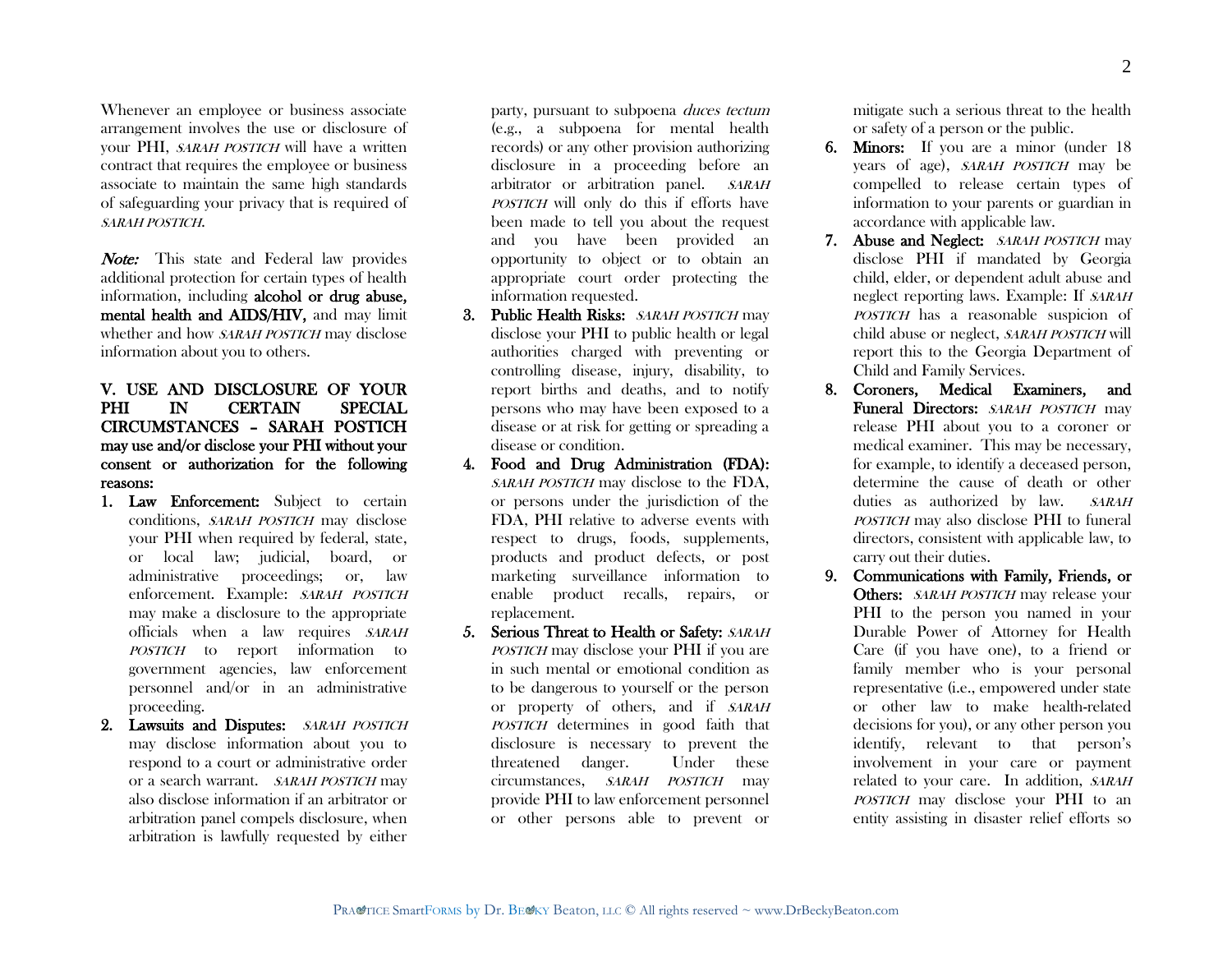Whenever an employee or business associate arrangement involves the use or disclosure of your PHI, *SARAH POSTICH* will have a written contract that requires the employee or business associate to maintain the same high standards of safeguarding your privacy that is required of *SARAH POSTICH*.

***Note:*** This state and Federal law provides additional protection for certain types of health information, including **alcohol or drug abuse, mental health and AIDS/HIV,** and may limit whether and how *SARAH POSTICH* may disclose information about you to others.

**V. USE AND DISCLOSURE OF YOUR PHI IN CERTAIN SPECIAL CIRCUMSTANCES – SARAH POSTICH may use and/or disclose your PHI without your consent or authorization for the following reasons:**

1. **Law Enforcement:** Subject to certain conditions, *SARAH POSTICH* may disclose your PHI when required by federal, state, or local law; judicial, board, or administrative proceedings; or, law enforcement. Example: *SARAH POSTICH* may make a disclosure to the appropriate officials when a law requires *SARAH POSTICH* to report information to government agencies, law enforcement personnel and/or in an administrative proceeding.
2. **Lawsuits and Disputes:** *SARAH POSTICH* may disclose information about you to respond to a court or administrative order or a search warrant. *SARAH POSTICH* may also disclose information if an arbitrator or arbitration panel compels disclosure, when arbitration is lawfully requested by either party, pursuant to subpoena *duces tectum* (e.g., a subpoena for mental health records) or any other provision authorizing disclosure in a proceeding before an arbitrator or arbitration panel. *SARAH POSTICH* will only do this if efforts have been made to tell you about the request and you have been provided an opportunity to object or to obtain an appropriate court order protecting the information requested.
3. **Public Health Risks:** *SARAH POSTICH* may disclose your PHI to public health or legal authorities charged with preventing or controlling disease, injury, disability, to report births and deaths, and to notify persons who may have been exposed to a disease or at risk for getting or spreading a disease or condition.
4. **Food and Drug Administration (FDA):** *SARAH POSTICH* may disclose to the FDA, or persons under the jurisdiction of the FDA, PHI relative to adverse events with respect to drugs, foods, supplements, products and product defects, or post marketing surveillance information to enable product recalls, repairs, or replacement.
5. **Serious Threat to Health or Safety:** *SARAH POSTICH* may disclose your PHI if you are in such mental or emotional condition as to be dangerous to yourself or the person or property of others, and if *SARAH POSTICH* determines in good faith that disclosure is necessary to prevent the threatened danger. Under these circumstances, *SARAH POSTICH* may provide PHI to law enforcement personnel or other persons able to prevent or mitigate such a serious threat to the health or safety of a person or the public.
6. **Minors:** If you are a minor (under 18 years of age), *SARAH POSTICH* may be compelled to release certain types of information to your parents or guardian in accordance with applicable law.
7. **Abuse and Neglect:** *SARAH POSTICH* may disclose PHI if mandated by Georgia child, elder, or dependent adult abuse and neglect reporting laws. Example: If *SARAH POSTICH* has a reasonable suspicion of child abuse or neglect, *SARAH POSTICH* will report this to the Georgia Department of Child and Family Services.
8. **Coroners, Medical Examiners, and Funeral Directors:** *SARAH POSTICH* may release PHI about you to a coroner or medical examiner. This may be necessary, for example, to identify a deceased person, determine the cause of death or other duties as authorized by law. *SARAH POSTICH* may also disclose PHI to funeral directors, consistent with applicable law, to carry out their duties.
9. **Communications with Family, Friends, or Others:** *SARAH POSTICH* may release your PHI to the person you named in your Durable Power of Attorney for Health Care (if you have one), to a friend or family member who is your personal representative (i.e., empowered under state or other law to make health-related decisions for you), or any other person you identify, relevant to that person's involvement in your care or payment related to your care. In addition, *SARAH POSTICH* may disclose your PHI to an entity assisting in disaster relief efforts so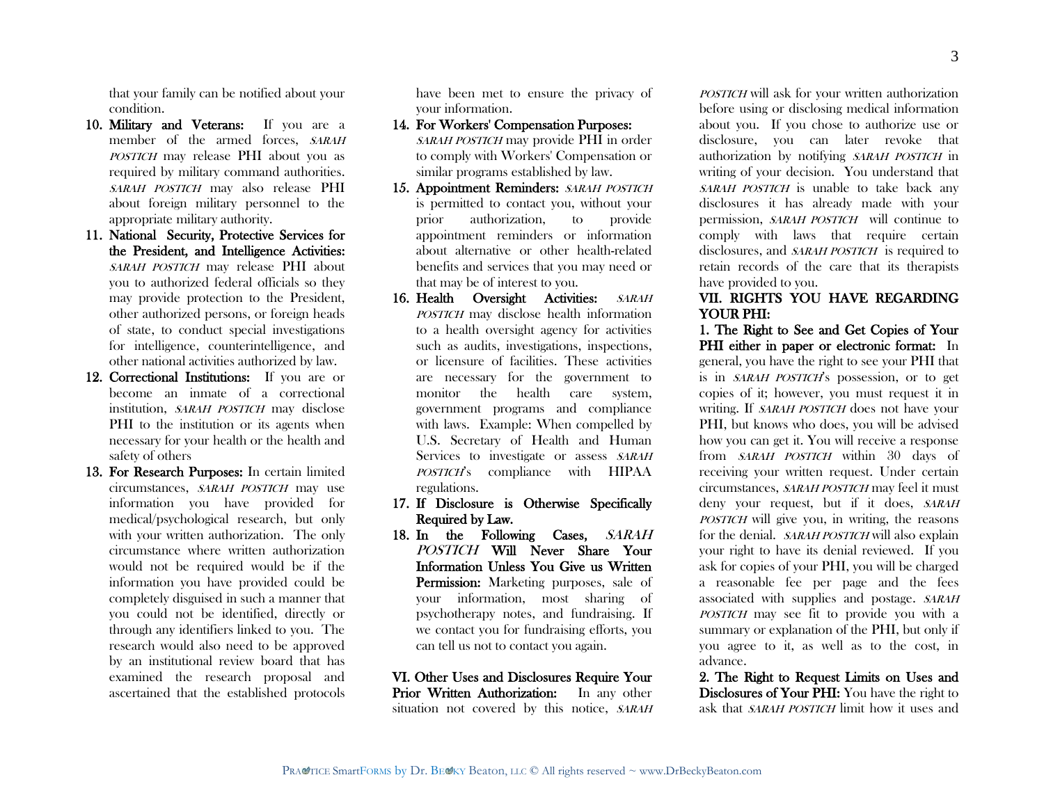that your family can be notified about your condition.

10. **Military and Veterans:** If you are a member of the armed forces, *SARAH POSTICH* may release PHI about you as required by military command authorities. *SARAH POSTICH* may also release PHI about foreign military personnel to the appropriate military authority.
11. **National Security, Protective Services for the President, and Intelligence Activities:** *SARAH POSTICH* may release PHI about you to authorized federal officials so they may provide protection to the President, other authorized persons, or foreign heads of state, to conduct special investigations for intelligence, counterintelligence, and other national activities authorized by law.
12. **Correctional Institutions:** If you are or become an inmate of a correctional institution, *SARAH POSTICH* may disclose PHI to the institution or its agents when necessary for your health or the health and safety of others
13. **For Research Purposes:** In certain limited circumstances, *SARAH POSTICH* may use information you have provided for medical/psychological research, but only with your written authorization. The only circumstance where written authorization would not be required would be if the information you have provided could be completely disguised in such a manner that you could not be identified, directly or through any identifiers linked to you. The research would also need to be approved by an institutional review board that has examined the research proposal and ascertained that the established protocols have been met to ensure the privacy of your information.
14. **For Workers' Compensation Purposes:** *SARAH POSTICH* may provide PHI in order to comply with Workers' Compensation or similar programs established by law.
15. **Appointment Reminders:** *SARAH POSTICH* is permitted to contact you, without your prior authorization, to provide appointment reminders or information about alternative or other health-related benefits and services that you may need or that may be of interest to you.
16. **Health Oversight Activities:** *SARAH POSTICH* may disclose health information to a health oversight agency for activities such as audits, investigations, inspections, or licensure of facilities. These activities are necessary for the government to monitor the health care system, government programs and compliance with laws. Example: When compelled by U.S. Secretary of Health and Human Services to investigate or assess *SARAH POSTICH*'s compliance with HIPAA regulations.
17. **If Disclosure is Otherwise Specifically Required by Law.**
18. **In the Following Cases, *SARAH POSTICH* Will Never Share Your Information Unless You Give us Written Permission:** Marketing purposes, sale of your information, most sharing of psychotherapy notes, and fundraising. If we contact you for fundraising efforts, you can tell us not to contact you again.

**VI. Other Uses and Disclosures Require Your Prior Written Authorization:** In any other situation not covered by this notice, *SARAH POSTICH* will ask for your written authorization before using or disclosing medical information about you. If you chose to authorize use or disclosure, you can later revoke that authorization by notifying *SARAH POSTICH* in writing of your decision. You understand that *SARAH POSTICH* is unable to take back any disclosures it has already made with your permission, *SARAH POSTICH* will continue to comply with laws that require certain disclosures, and *SARAH POSTICH* is required to retain records of the care that its therapists have provided to you.

**VII. RIGHTS YOU HAVE REGARDING YOUR PHI:**

**1. The Right to See and Get Copies of Your PHI either in paper or electronic format:** In general, you have the right to see your PHI that is in *SARAH POSTICH*'s possession, or to get copies of it; however, you must request it in writing. If *SARAH POSTICH* does not have your PHI, but knows who does, you will be advised how you can get it. You will receive a response from *SARAH POSTICH* within 30 days of receiving your written request. Under certain circumstances, *SARAH POSTICH* may feel it must deny your request, but if it does, *SARAH POSTICH* will give you, in writing, the reasons for the denial. *SARAH POSTICH* will also explain your right to have its denial reviewed. If you ask for copies of your PHI, you will be charged a reasonable fee per page and the fees associated with supplies and postage. *SARAH POSTICH* may see fit to provide you with a summary or explanation of the PHI, but only if you agree to it, as well as to the cost, in advance.

**2. The Right to Request Limits on Uses and Disclosures of Your PHI:** You have the right to ask that *SARAH POSTICH* limit how it uses and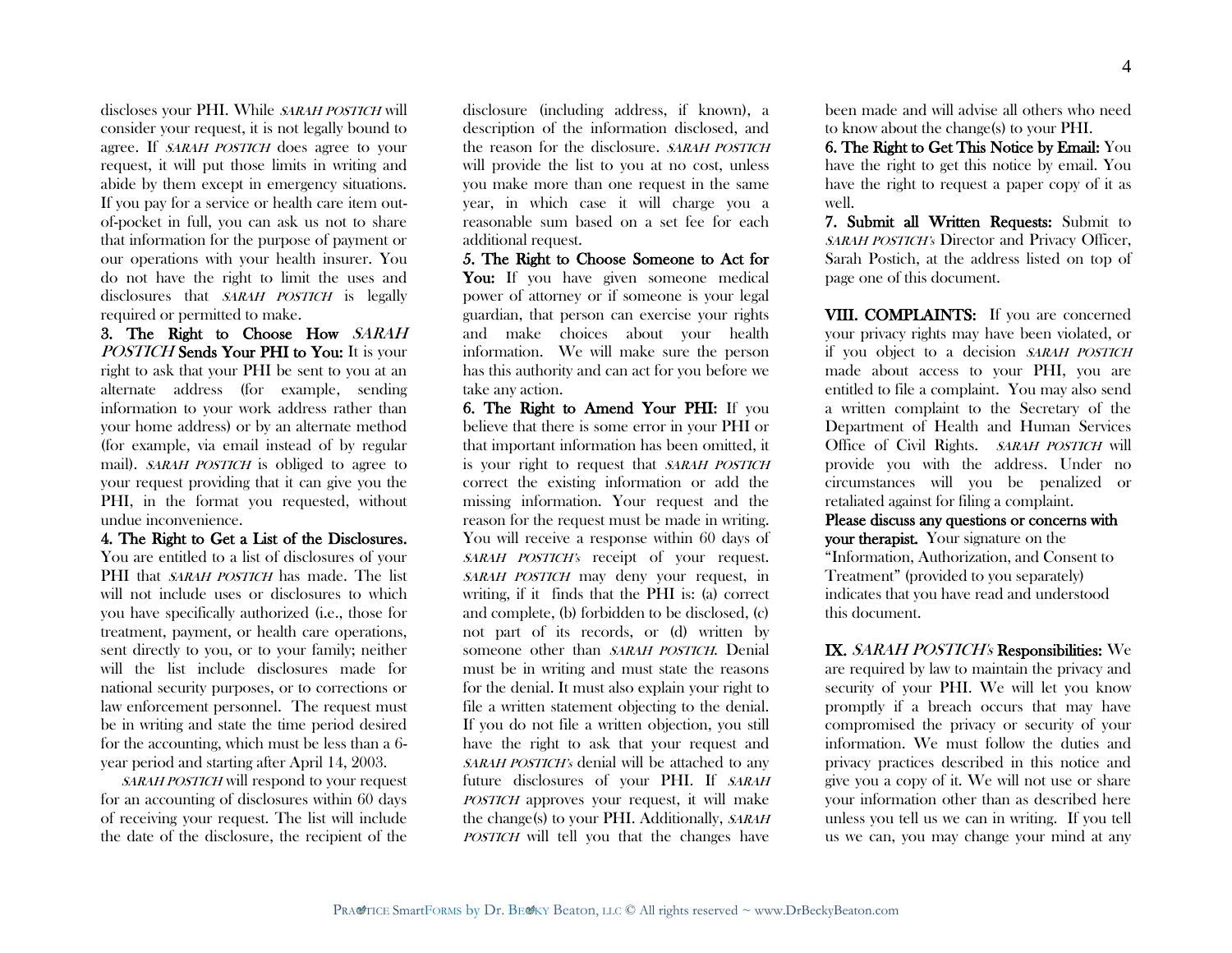discloses your PHI. While *SARAH POSTICH* will consider your request, it is not legally bound to agree. If *SARAH POSTICH* does agree to your request, it will put those limits in writing and abide by them except in emergency situations. If you pay for a service or health care item out-of-pocket in full, you can ask us not to share that information for the purpose of payment or our operations with your health insurer. You do not have the right to limit the uses and disclosures that *SARAH POSTICH* is legally required or permitted to make.

**3. The Right to Choose How *SARAH POSTICH* Sends Your PHI to You:** It is your right to ask that your PHI be sent to you at an alternate address (for example, sending information to your work address rather than your home address) or by an alternate method (for example, via email instead of by regular mail). *SARAH POSTICH* is obliged to agree to your request providing that it can give you the PHI, in the format you requested, without undue inconvenience.

**4. The Right to Get a List of the Disclosures.** You are entitled to a list of disclosures of your PHI that *SARAH POSTICH* has made. The list will not include uses or disclosures to which you have specifically authorized (i.e., those for treatment, payment, or health care operations, sent directly to you, or to your family; neither will the list include disclosures made for national security purposes, or to corrections or law enforcement personnel. The request must be in writing and state the time period desired for the accounting, which must be less than a 6-year period and starting after April 14, 2003.

*SARAH POSTICH* will respond to your request for an accounting of disclosures within 60 days of receiving your request. The list will include the date of the disclosure, the recipient of the disclosure (including address, if known), a description of the information disclosed, and the reason for the disclosure. *SARAH POSTICH* will provide the list to you at no cost, unless you make more than one request in the same year, in which case it will charge you a reasonable sum based on a set fee for each additional request.

**5. The Right to Choose Someone to Act for You:** If you have given someone medical power of attorney or if someone is your legal guardian, that person can exercise your rights and make choices about your health information. We will make sure the person has this authority and can act for you before we take any action.

**6. The Right to Amend Your PHI:** If you believe that there is some error in your PHI or that important information has been omitted, it is your right to request that *SARAH POSTICH* correct the existing information or add the missing information. Your request and the reason for the request must be made in writing. You will receive a response within 60 days of *SARAH POSTICH's* receipt of your request. *SARAH POSTICH* may deny your request, in writing, if it finds that the PHI is: (a) correct and complete, (b) forbidden to be disclosed, (c) not part of its records, or (d) written by someone other than *SARAH POSTICH*. Denial must be in writing and must state the reasons for the denial. It must also explain your right to file a written statement objecting to the denial. If you do not file a written objection, you still have the right to ask that your request and *SARAH POSTICH's* denial will be attached to any future disclosures of your PHI. If *SARAH POSTICH* approves your request, it will make the change(s) to your PHI. Additionally, *SARAH POSTICH* will tell you that the changes have been made and will advise all others who need to know about the change(s) to your PHI.

**6. The Right to Get This Notice by Email:** You have the right to get this notice by email. You have the right to request a paper copy of it as well.

**7. Submit all Written Requests:** Submit to *SARAH POSTICH's* Director and Privacy Officer, Sarah Postich, at the address listed on top of page one of this document.

**VIII. COMPLAINTS:** If you are concerned your privacy rights may have been violated, or if you object to a decision *SARAH POSTICH* made about access to your PHI, you are entitled to file a complaint. You may also send a written complaint to the Secretary of the Department of Health and Human Services Office of Civil Rights. *SARAH POSTICH* will provide you with the address. Under no circumstances will you be penalized or retaliated against for filing a complaint.

**Please discuss any questions or concerns with your therapist.** Your signature on the "Information, Authorization, and Consent to Treatment" (provided to you separately) indicates that you have read and understood this document.

**IX. *SARAH POSTICH's* Responsibilities:** We are required by law to maintain the privacy and security of your PHI. We will let you know promptly if a breach occurs that may have compromised the privacy or security of your information. We must follow the duties and privacy practices described in this notice and give you a copy of it. We will not use or share your information other than as described here unless you tell us we can in writing. If you tell us we can, you may change your mind at any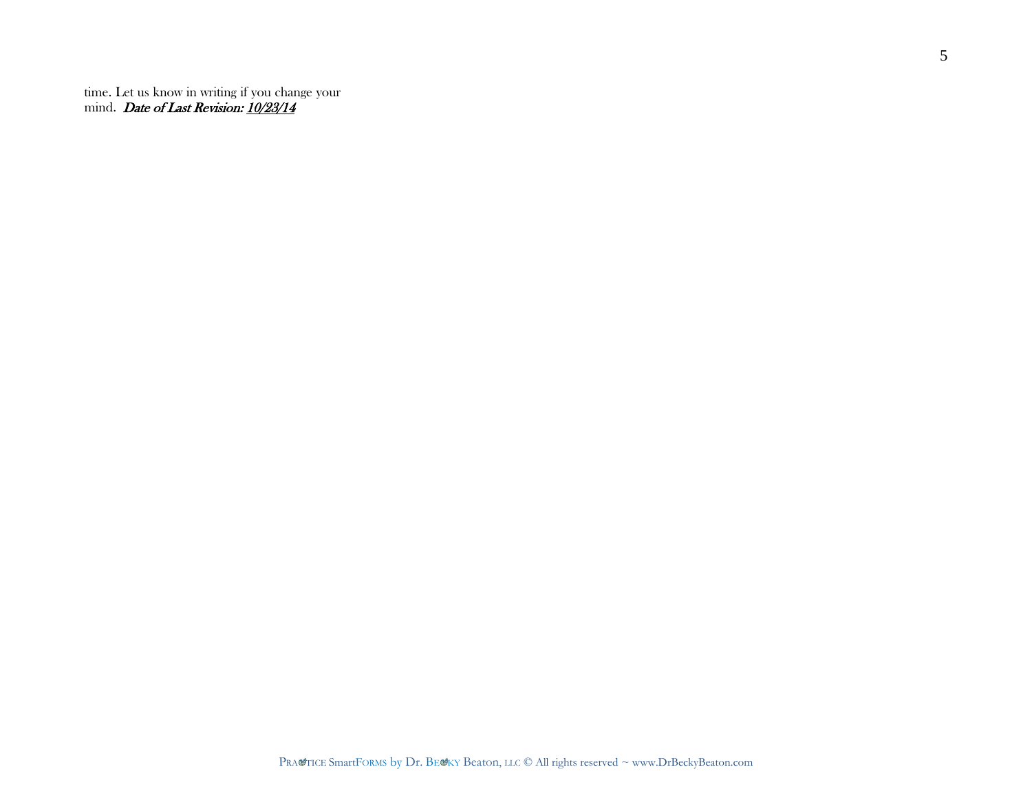time. Let us know in writing if you change your mind. ***Date of Last Revision: <u>10/23/14</u>***